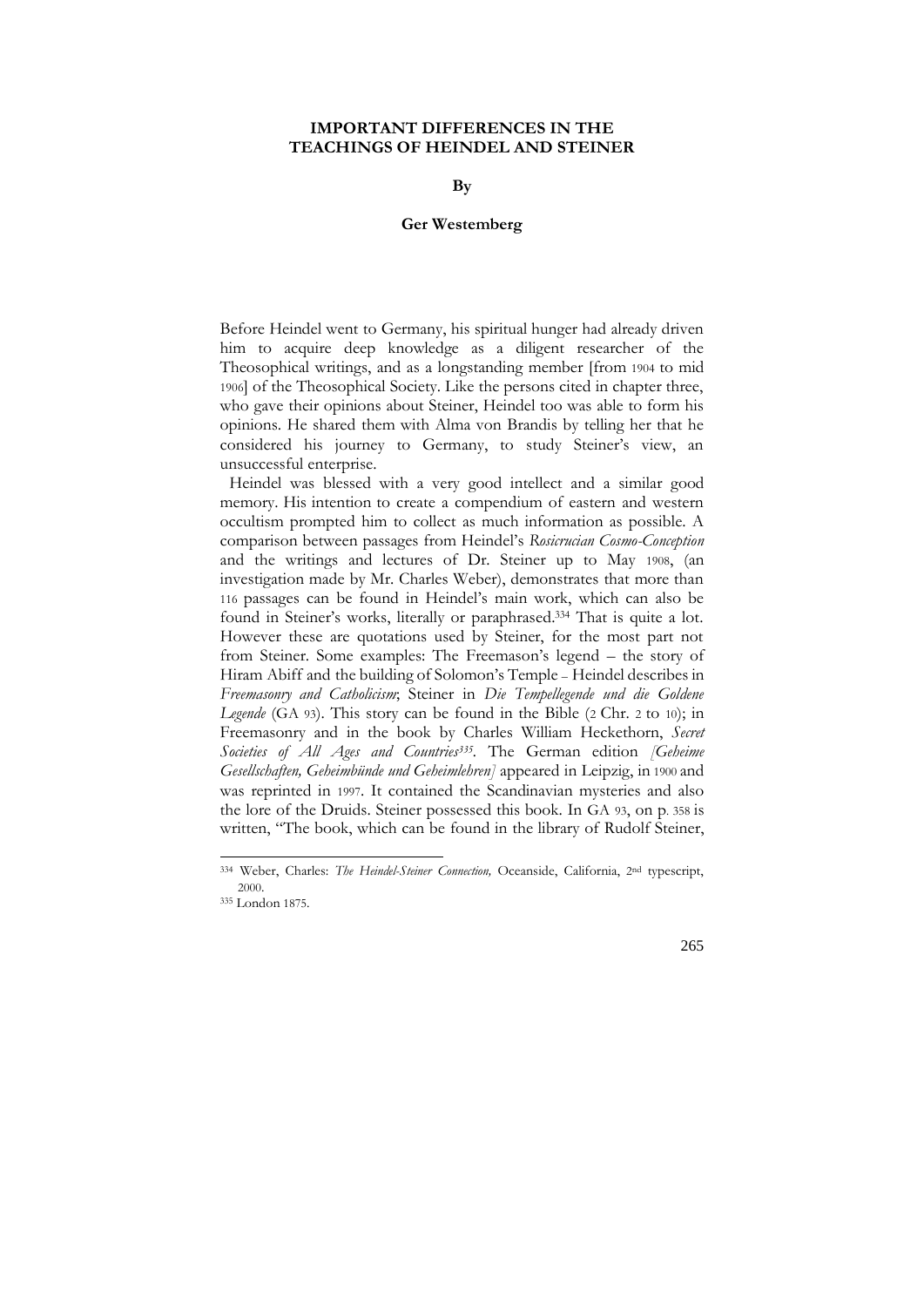# IMPORTANT DIFFERENCES IN THE TEACHINGS OF HEINDEL AND STEINER

**By**

**Ger Westemberg**

Before Heindel went to Germany, his spiritual hunger had already driven him to acquire deep knowledge as a diligent researcher of the Theosophical writings, and as a longstanding member [from 1904 to mid 1906] of the Theosophical Society. Like the persons cited in chapter three, who gave their opinions about Steiner, Heindel too was able to form his opinions. He shared them with Alma von Brandis by telling her that he considered his journey to Germany, to study Steiner's view, an unsuccessful enterprise.

Heindel was blessed with a very good intellect and a similar good memory. His intention to create a compendium of eastern and western occultism prompted him to collect as much information as possible. A comparison between passages from Heindel's *Rosicrucian Cosmo-Conception* and the writings and lectures of Dr. Steiner up to May 1908, (an investigation made by Mr. Charles Weber), demonstrates that more than 116 passages can be found in Heindel's main work, which can also be found in Steiner's works, literally or paraphrased.[334] That is quite a lot. However these are quotations used by Steiner, for the most part not from Steiner. Some examples: The Freemason's legend – the story of Hiram Abiff and the building of Solomon's Temple – Heindel describes in *Freemasonry and Catholicism*; Steiner in *Die Tempellegende und die Goldene Legende* (GA 93). This story can be found in the Bible (2 Chr. 2 to 10); in Freemasonry and in the book by Charles William Heckethorn, *Secret Societies of All Ages and Countries*[335]. The German edition *[Geheime Gesellschaften, Geheimbünde und Geheimlehren]* appeared in Leipzig, in 1900 and was reprinted in 1997. It contained the Scandinavian mysteries and also the lore of the Druids. Steiner possessed this book. In GA 93, on p. 358 is written, "The book, which can be found in the library of Rudolf Steiner,

---

[334] Weber, Charles: *The Heindel-Steiner Connection,* Oceanside, California, 2nd typescript, 2000.

[335] London 1875.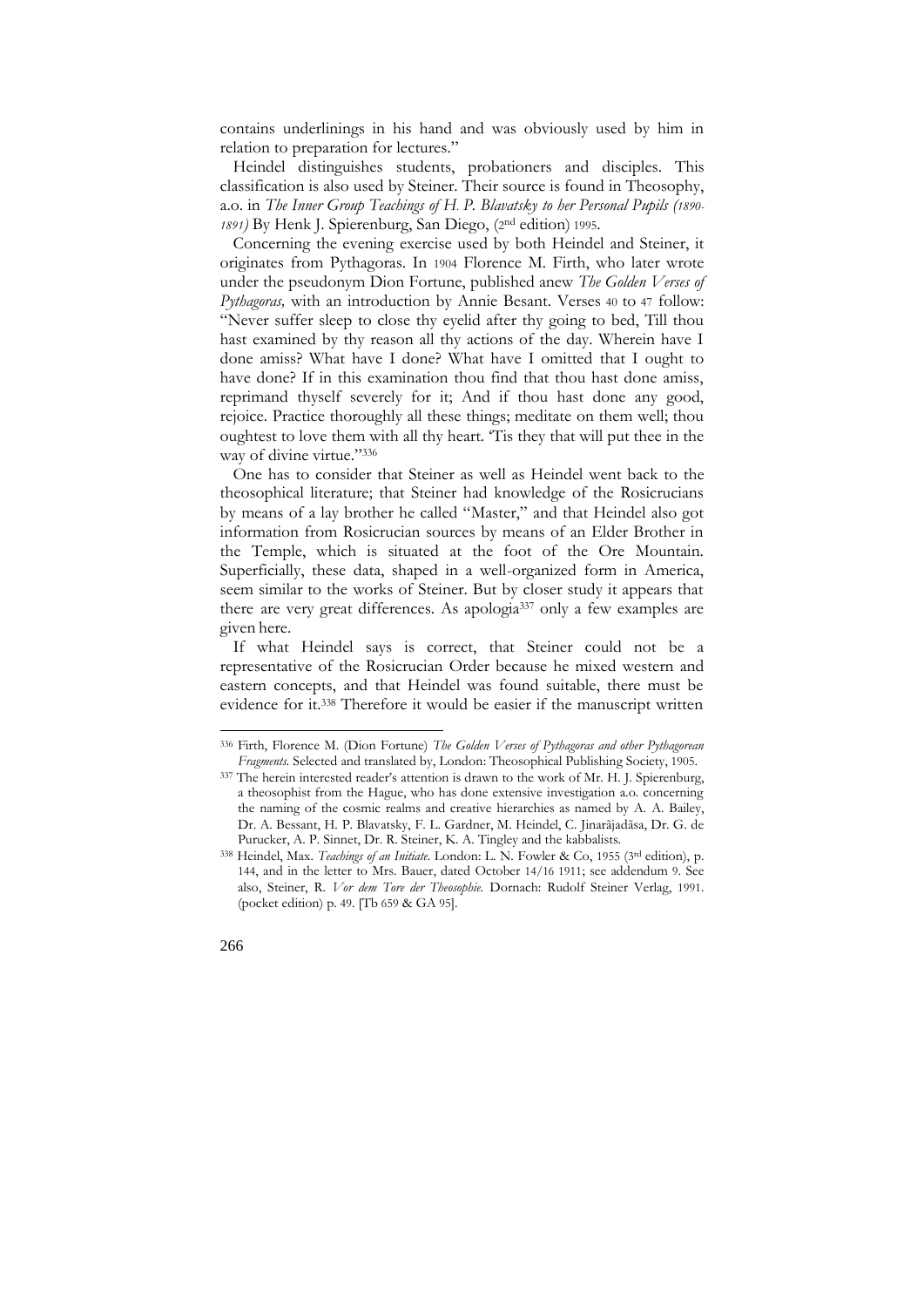contains underlinings in his hand and was obviously used by him in relation to preparation for lectures."

Heindel distinguishes students, probationers and disciples. This classification is also used by Steiner. Their source is found in Theosophy, a.o. in *The Inner Group Teachings of H. P. Blavatsky to her Personal Pupils (1890-1891)* By Henk J. Spierenburg, San Diego, (2nd edition) 1995.

Concerning the evening exercise used by both Heindel and Steiner, it originates from Pythagoras. In 1904 Florence M. Firth, who later wrote under the pseudonym Dion Fortune, published anew *The Golden Verses of Pythagoras,* with an introduction by Annie Besant. Verses 40 to 47 follow: "Never suffer sleep to close thy eyelid after thy going to bed, Till thou hast examined by thy reason all thy actions of the day. Wherein have I done amiss? What have I done? What have I omitted that I ought to have done? If in this examination thou find that thou hast done amiss, reprimand thyself severely for it; And if thou hast done any good, rejoice. Practice thoroughly all these things; meditate on them well; thou oughtest to love them with all thy heart. 'Tis they that will put thee in the way of divine virtue."[336]

One has to consider that Steiner as well as Heindel went back to the theosophical literature; that Steiner had knowledge of the Rosicrucians by means of a lay brother he called "Master," and that Heindel also got information from Rosicrucian sources by means of an Elder Brother in the Temple, which is situated at the foot of the Ore Mountain. Superficially, these data, shaped in a well-organized form in America, seem similar to the works of Steiner. But by closer study it appears that there are very great differences. As apologia[337] only a few examples are given here.

If what Heindel says is correct, that Steiner could not be a representative of the Rosicrucian Order because he mixed western and eastern concepts, and that Heindel was found suitable, there must be evidence for it.[338] Therefore it would be easier if the manuscript written

---

[336] Firth, Florence M. (Dion Fortune) *The Golden Verses of Pythagoras and other Pythagorean Fragments.* Selected and translated by, London: Theosophical Publishing Society, 1905.

[337] The herein interested reader's attention is drawn to the work of Mr. H. J. Spierenburg, a theosophist from the Hague, who has done extensive investigation a.o. concerning the naming of the cosmic realms and creative hierarchies as named by A. A. Bailey, Dr. A. Bessant, H. P. Blavatsky, F. L. Gardner, M. Heindel, C. Jinarãjadãsa, Dr. G. de Purucker, A. P. Sinnet, Dr. R. Steiner, K. A. Tingley and the kabbalists.

[338] Heindel, Max. *Teachings of an Initiate.* London: L. N. Fowler & Co, 1955 (3rd edition), p. 144, and in the letter to Mrs. Bauer, dated October 14/16 1911; see addendum 9. See also, Steiner, R. *Vor dem Tore der Theosophie.* Dornach: Rudolf Steiner Verlag, 1991. (pocket edition) p. 49. [Tb 659 & GA 95].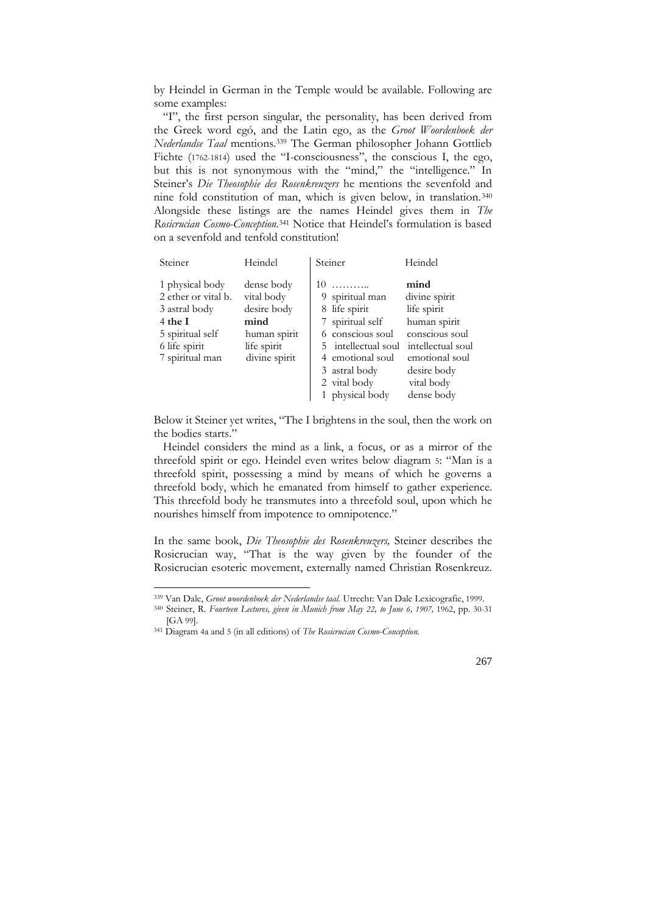by Heindel in German in the Temple would be available. Following are some examples:

"I", the first person singular, the personality, has been derived from the Greek word egó, and the Latin ego, as the *Groot Woordenboek der Nederlandse Taal* mentions.[339] The German philosopher Johann Gottlieb Fichte (1762-1814) used the "I-consciousness", the conscious I, the ego, but this is not synonymous with the "mind," the "intelligence." In Steiner's *Die Theosophie des Rosenkreuzers* he mentions the sevenfold and nine fold constitution of man, which is given below, in translation.[340] Alongside these listings are the names Heindel gives them in *The Rosicrucian Cosmo-Conception*.[341] Notice that Heindel's formulation is based on a sevenfold and tenfold constitution!

| Steiner | Heindel | Steiner | Heindel |
|---|---|---|---|
| 1 physical body | dense body | 10 ……….. | **mind** |
| 2 ether or vital b. | vital body | 9 spiritual man | divine spirit |
| 3 astral body | desire body | 8 life spirit | life spirit |
| 4 **the I** | **mind** | 7 spiritual self | human spirit |
| 5 spiritual self | human spirit | 6 conscious soul | conscious soul |
| 6 life spirit | life spirit | 5 intellectual soul | intellectual soul |
| 7 spiritual man | divine spirit | 4 emotional soul | emotional soul |
| | | 3 astral body | desire body |
| | | 2 vital body | vital body |
| | | 1 physical body | dense body |

Below it Steiner yet writes, "The I brightens in the soul, then the work on the bodies starts."

Heindel considers the mind as a link, a focus, or as a mirror of the threefold spirit or ego. Heindel even writes below diagram 5: "Man is a threefold spirit, possessing a mind by means of which he governs a threefold body, which he emanated from himself to gather experience. This threefold body he transmutes into a threefold soul, upon which he nourishes himself from impotence to omnipotence."

In the same book, *Die Theosophie des Rosenkreuzers,* Steiner describes the Rosicrucian way, "That is the way given by the founder of the Rosicrucian esoteric movement, externally named Christian Rosenkreuz.

---

[339] Van Dale, *Groot woordenboek der Nederlandse taal.* Utrecht: Van Dale Lexicografie, 1999.

[340] Steiner, R. *Fourteen Lectures, given in Munich from May 22, to June 6, 1907,* 1962, pp. 30-31 [GA 99].

[341] Diagram 4a and 5 (in all editions) of *The Rosicrucian Cosmo-Conception.*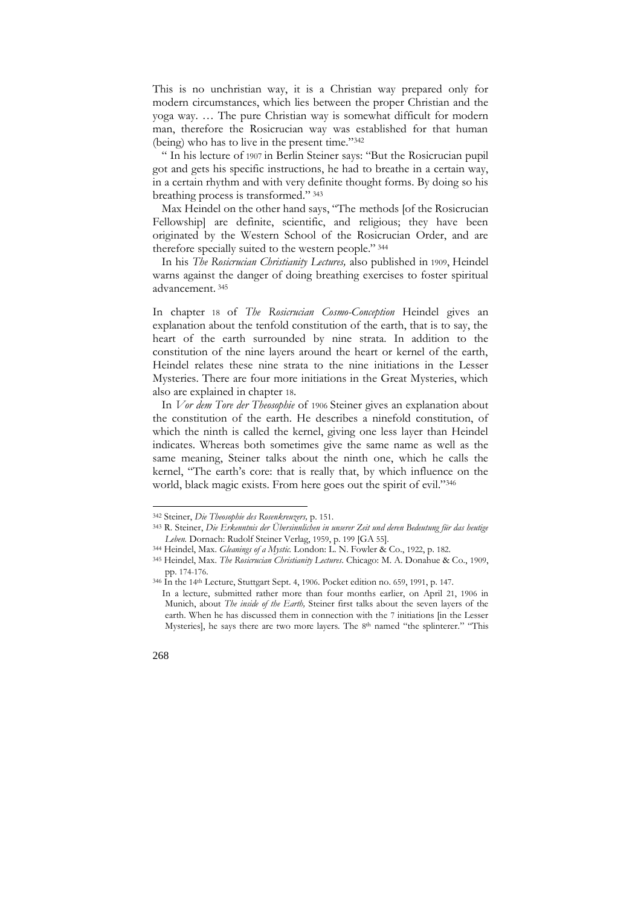This is no unchristian way, it is a Christian way prepared only for modern circumstances, which lies between the proper Christian and the yoga way. … The pure Christian way is somewhat difficult for modern man, therefore the Rosicrucian way was established for that human (being) who has to live in the present time."[342]

" In his lecture of 1907 in Berlin Steiner says: "But the Rosicrucian pupil got and gets his specific instructions, he had to breathe in a certain way, in a certain rhythm and with very definite thought forms. By doing so his breathing process is transformed." [343]

Max Heindel on the other hand says, "The methods [of the Rosicrucian Fellowship] are definite, scientific, and religious; they have been originated by the Western School of the Rosicrucian Order, and are therefore specially suited to the western people." [344]

In his *The Rosicrucian Christianity Lectures,* also published in 1909, Heindel warns against the danger of doing breathing exercises to foster spiritual advancement. [345]

In chapter 18 of *The Rosicrucian Cosmo-Conception* Heindel gives an explanation about the tenfold constitution of the earth, that is to say, the heart of the earth surrounded by nine strata. In addition to the constitution of the nine layers around the heart or kernel of the earth, Heindel relates these nine strata to the nine initiations in the Lesser Mysteries. There are four more initiations in the Great Mysteries, which also are explained in chapter 18.

In *Vor dem Tore der Theosophie* of 1906 Steiner gives an explanation about the constitution of the earth. He describes a ninefold constitution, of which the ninth is called the kernel, giving one less layer than Heindel indicates. Whereas both sometimes give the same name as well as the same meaning, Steiner talks about the ninth one, which he calls the kernel, "The earth's core: that is really that, by which influence on the world, black magic exists. From here goes out the spirit of evil."[346]

---

[342] Steiner, *Die Theosophie des Rosenkreuzers,* p. 151.

[343] R. Steiner, *Die Erkenntnis der Übersinnlichen in unserer Zeit und deren Bedeutung für das heutige Leben.* Dornach: Rudolf Steiner Verlag, 1959, p. 199 [GA 55].

[344] Heindel, Max. *Gleanings of a Mystic.* London: L. N. Fowler & Co., 1922, p. 182.

[345] Heindel, Max. *The Rosicrucian Christianity Lectures*. Chicago: M. A. Donahue & Co., 1909, pp. 174-176.

[346] In the 14th Lecture, Stuttgart Sept. 4, 1906. Pocket edition no. 659, 1991, p. 147.
In a lecture, submitted rather more than four months earlier, on April 21, 1906 in Munich, about *The inside of the Earth,* Steiner first talks about the seven layers of the earth. When he has discussed them in connection with the 7 initiations [in the Lesser Mysteries], he says there are two more layers. The 8th named "the splinterer." "This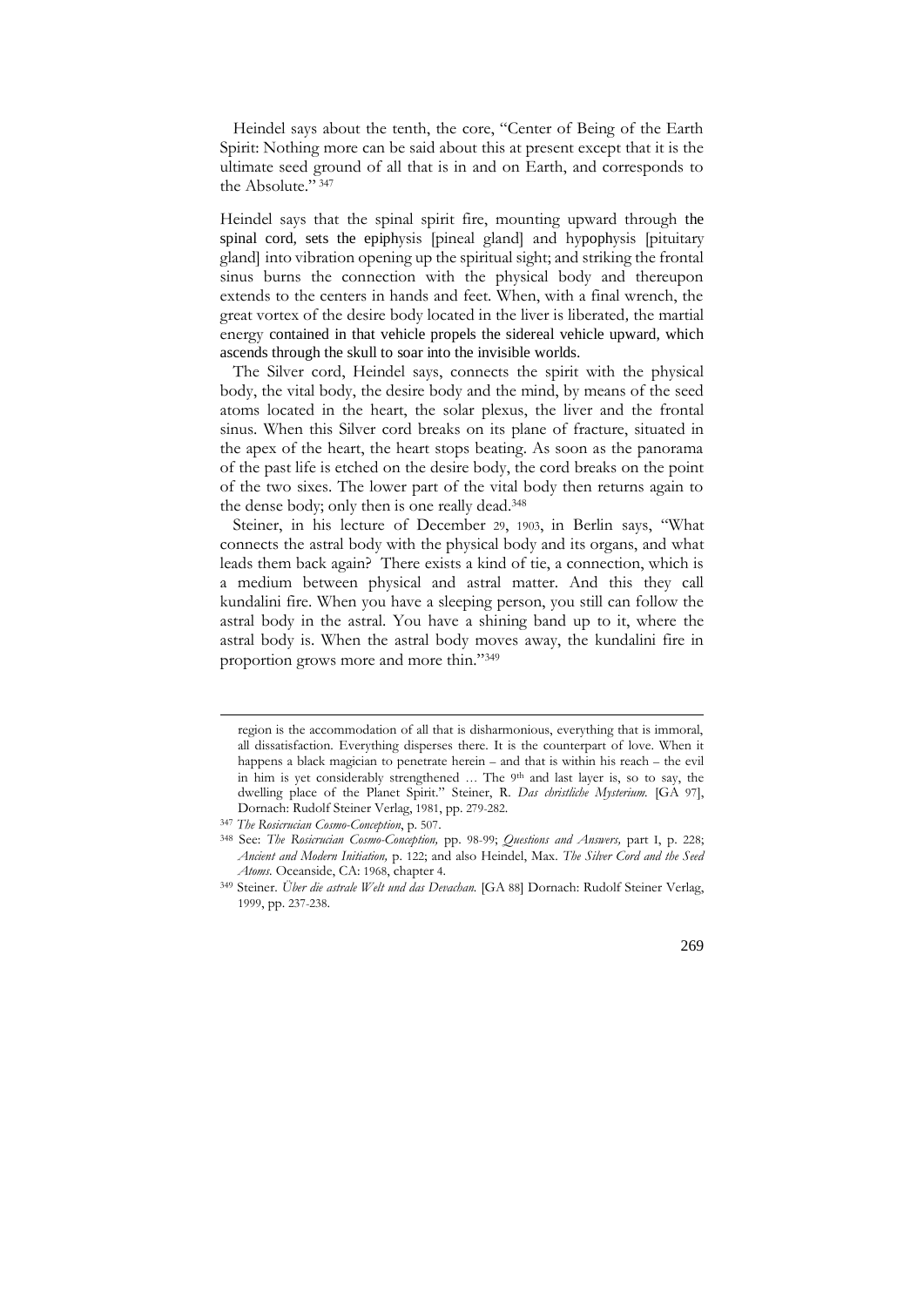Heindel says about the tenth, the core, "Center of Being of the Earth Spirit: Nothing more can be said about this at present except that it is the ultimate seed ground of all that is in and on Earth, and corresponds to the Absolute." [347]

Heindel says that the spinal spirit fire, mounting upward through the spinal cord, sets the epiphysis [pineal gland] and hypophysis [pituitary gland] into vibration opening up the spiritual sight; and striking the frontal sinus burns the connection with the physical body and thereupon extends to the centers in hands and feet. When, with a final wrench, the great vortex of the desire body located in the liver is liberated, the martial energy contained in that vehicle propels the sidereal vehicle upward, which ascends through the skull to soar into the invisible worlds.

The Silver cord, Heindel says, connects the spirit with the physical body, the vital body, the desire body and the mind, by means of the seed atoms located in the heart, the solar plexus, the liver and the frontal sinus. When this Silver cord breaks on its plane of fracture, situated in the apex of the heart, the heart stops beating. As soon as the panorama of the past life is etched on the desire body, the cord breaks on the point of the two sixes. The lower part of the vital body then returns again to the dense body; only then is one really dead.[348]

Steiner, in his lecture of December 29, 1903, in Berlin says, "What connects the astral body with the physical body and its organs, and what leads them back again? There exists a kind of tie, a connection, which is a medium between physical and astral matter. And this they call kundalini fire. When you have a sleeping person, you still can follow the astral body in the astral. You have a shining band up to it, where the astral body is. When the astral body moves away, the kundalini fire in proportion grows more and more thin."[349]

---

region is the accommodation of all that is disharmonious, everything that is immoral, all dissatisfaction. Everything disperses there. It is the counterpart of love. When it happens a black magician to penetrate herein – and that is within his reach – the evil in him is yet considerably strengthened … The 9th and last layer is, so to say, the dwelling place of the Planet Spirit." Steiner, R. *Das christliche Mysterium.* [GA 97], Dornach: Rudolf Steiner Verlag, 1981, pp. 279-282.

[347] *The Rosicrucian Cosmo-Conception*, p. 507.

[348] See: *The Rosicrucian Cosmo-Conception,* pp. 98-99; *Questions and Answers,* part I, p. 228; *Ancient and Modern Initiation,* p. 122; and also Heindel, Max. *The Silver Cord and the Seed Atoms.* Oceanside, CA: 1968, chapter 4.

[349] Steiner. *Über die astrale Welt und das Devachan.* [GA 88] Dornach: Rudolf Steiner Verlag, 1999, pp. 237-238.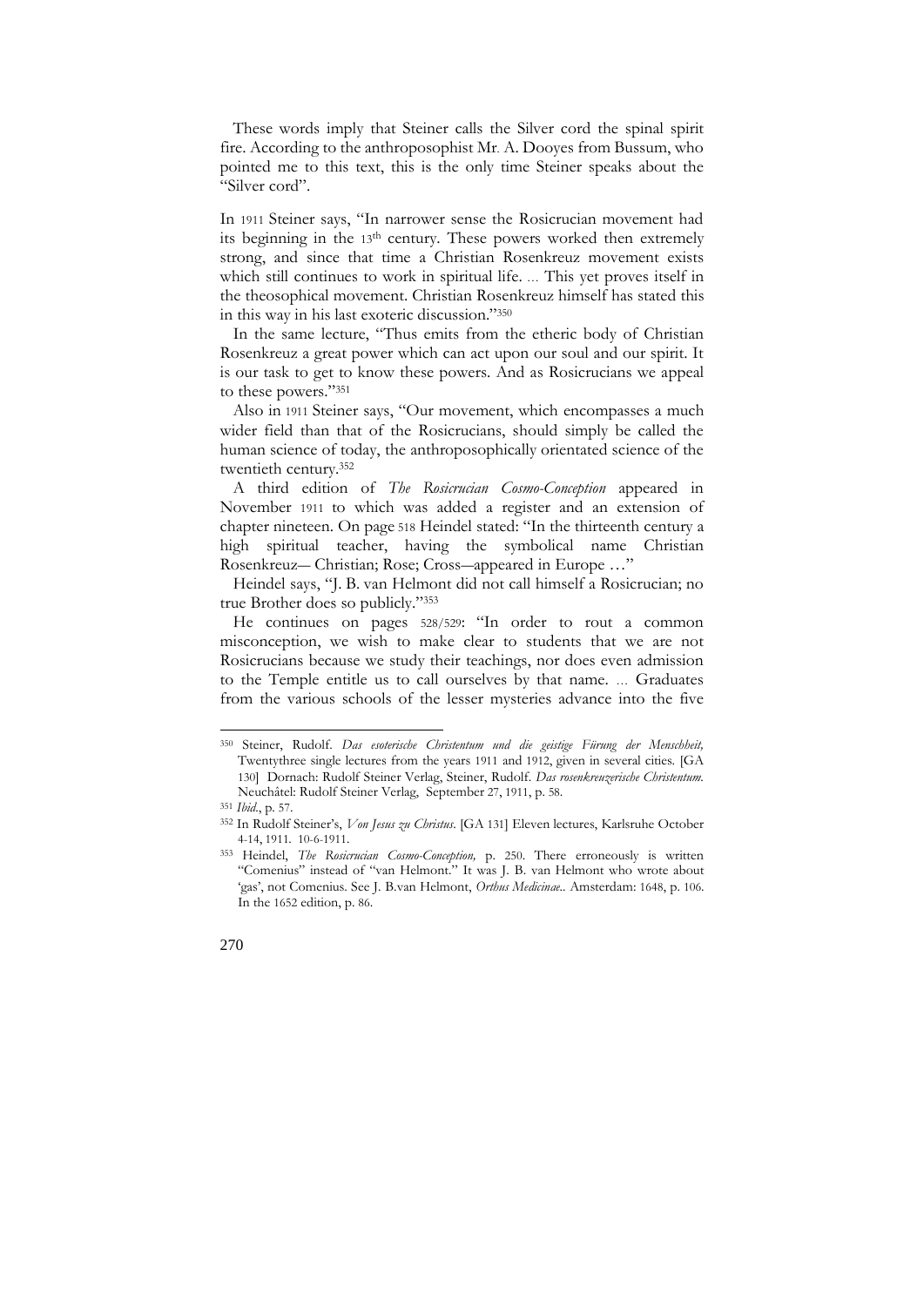These words imply that Steiner calls the Silver cord the spinal spirit fire. According to the anthroposophist Mr. A. Dooyes from Bussum, who pointed me to this text, this is the only time Steiner speaks about the "Silver cord".

In 1911 Steiner says, "In narrower sense the Rosicrucian movement had its beginning in the 13th century. These powers worked then extremely strong, and since that time a Christian Rosenkreuz movement exists which still continues to work in spiritual life. … This yet proves itself in the theosophical movement. Christian Rosenkreuz himself has stated this in this way in his last exoteric discussion."[350]

In the same lecture, "Thus emits from the etheric body of Christian Rosenkreuz a great power which can act upon our soul and our spirit. It is our task to get to know these powers. And as Rosicrucians we appeal to these powers."[351]

Also in 1911 Steiner says, "Our movement, which encompasses a much wider field than that of the Rosicrucians, should simply be called the human science of today, the anthroposophically orientated science of the twentieth century.[352]

A third edition of *The Rosicrucian Cosmo-Conception* appeared in November 1911 to which was added a register and an extension of chapter nineteen. On page 518 Heindel stated: "In the thirteenth century a high spiritual teacher, having the symbolical name Christian Rosenkreuz— Christian; Rose; Cross—appeared in Europe …"

Heindel says, "J. B. van Helmont did not call himself a Rosicrucian; no true Brother does so publicly."[353]

He continues on pages 528/529: "In order to rout a common misconception, we wish to make clear to students that we are not Rosicrucians because we study their teachings, nor does even admission to the Temple entitle us to call ourselves by that name. … Graduates from the various schools of the lesser mysteries advance into the five

---

[350] Steiner, Rudolf. *Das esoterische Christentum und die geistige Fürung der Menschheit,* Twentythree single lectures from the years 1911 and 1912, given in several cities. [GA 130] Dornach: Rudolf Steiner Verlag, Steiner, Rudolf. *Das rosenkreuzerische Christentum.* Neuchâtel: Rudolf Steiner Verlag, September 27, 1911, p. 58.

[351] *Ibid*., p. 57.

[352] In Rudolf Steiner's, *Von Jesus zu Christus*. [GA 131] Eleven lectures, Karlsruhe October 4-14, 1911. 10-6-1911.

[353] Heindel, *The Rosicrucian Cosmo-Conception,* p. 250. There erroneously is written "Comenius" instead of "van Helmont." It was J. B. van Helmont who wrote about 'gas', not Comenius. See J. B.van Helmont, *Orthus Medicinae.*. Amsterdam: 1648, p. 106. In the 1652 edition, p. 86.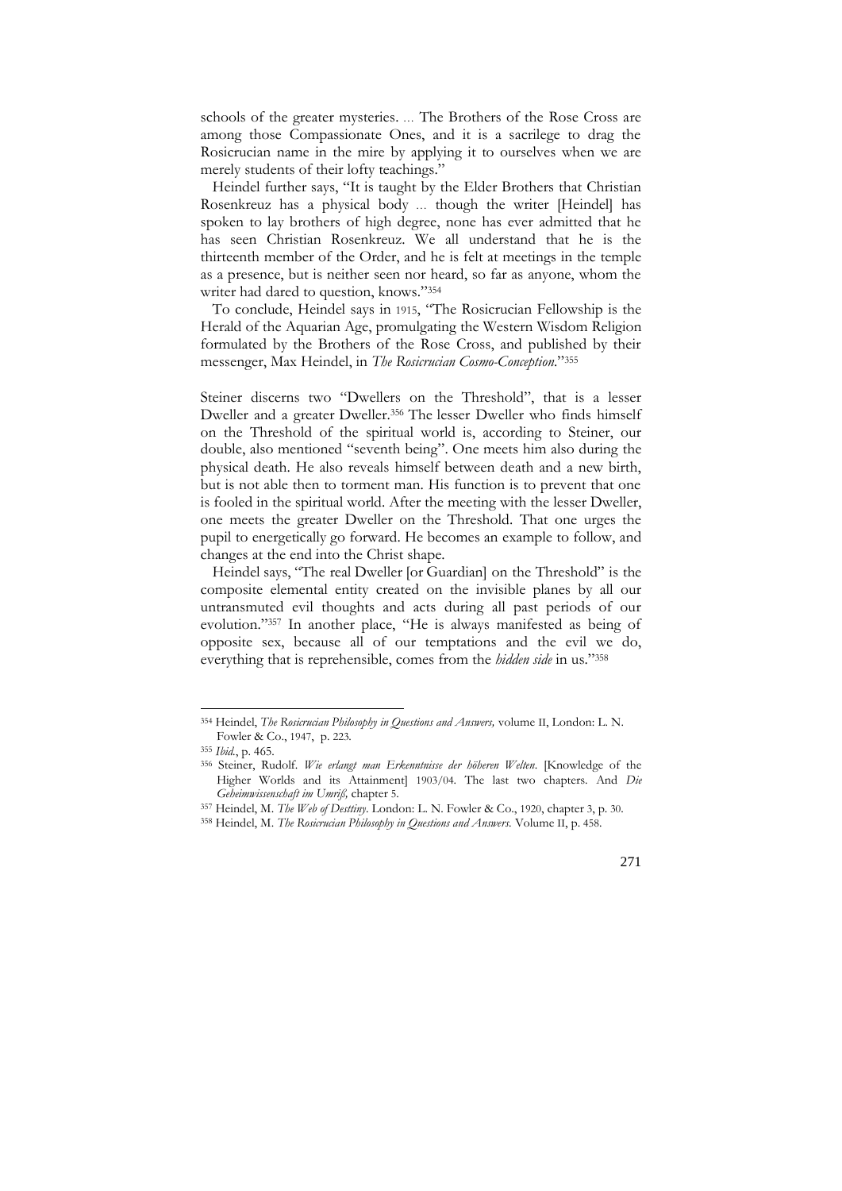schools of the greater mysteries. ... The Brothers of the Rose Cross are among those Compassionate Ones, and it is a sacrilege to drag the Rosicrucian name in the mire by applying it to ourselves when we are merely students of their lofty teachings."

Heindel further says, "It is taught by the Elder Brothers that Christian Rosenkreuz has a physical body ... though the writer [Heindel] has spoken to lay brothers of high degree, none has ever admitted that he has seen Christian Rosenkreuz. We all understand that he is the thirteenth member of the Order, and he is felt at meetings in the temple as a presence, but is neither seen nor heard, so far as anyone, whom the writer had dared to question, knows."[354]

To conclude, Heindel says in 1915, "The Rosicrucian Fellowship is the Herald of the Aquarian Age, promulgating the Western Wisdom Religion formulated by the Brothers of the Rose Cross, and published by their messenger, Max Heindel, in *The Rosicrucian Cosmo-Conception*."[355]

Steiner discerns two "Dwellers on the Threshold", that is a lesser Dweller and a greater Dweller.[356] The lesser Dweller who finds himself on the Threshold of the spiritual world is, according to Steiner, our double, also mentioned "seventh being". One meets him also during the physical death. He also reveals himself between death and a new birth, but is not able then to torment man. His function is to prevent that one is fooled in the spiritual world. After the meeting with the lesser Dweller, one meets the greater Dweller on the Threshold. That one urges the pupil to energetically go forward. He becomes an example to follow, and changes at the end into the Christ shape.

Heindel says, "The real Dweller [or Guardian] on the Threshold" is the composite elemental entity created on the invisible planes by all our untransmuted evil thoughts and acts during all past periods of our evolution."[357] In another place, "He is always manifested as being of opposite sex, because all of our temptations and the evil we do, everything that is reprehensible, comes from the *hidden side* in us."[358]

---

[354] Heindel, *The Rosicrucian Philosophy in Questions and Answers,* volume II, London: L. N. Fowler & Co., 1947, p. 223.

[355] *Ibid.*, p. 465.

[356] Steiner, Rudolf. *Wie erlangt man Erkenntnisse der höheren Welten*. [Knowledge of the Higher Worlds and its Attainment] 1903/04. The last two chapters. And *Die Geheimwissenschaft im Umriß,* chapter 5.

[357] Heindel, M. *The Web of Destiny*. London: L. N. Fowler & Co., 1920, chapter 3, p. 30.

[358] Heindel, M. *The Rosicrucian Philosophy in Questions and Answers.* Volume II, p. 458.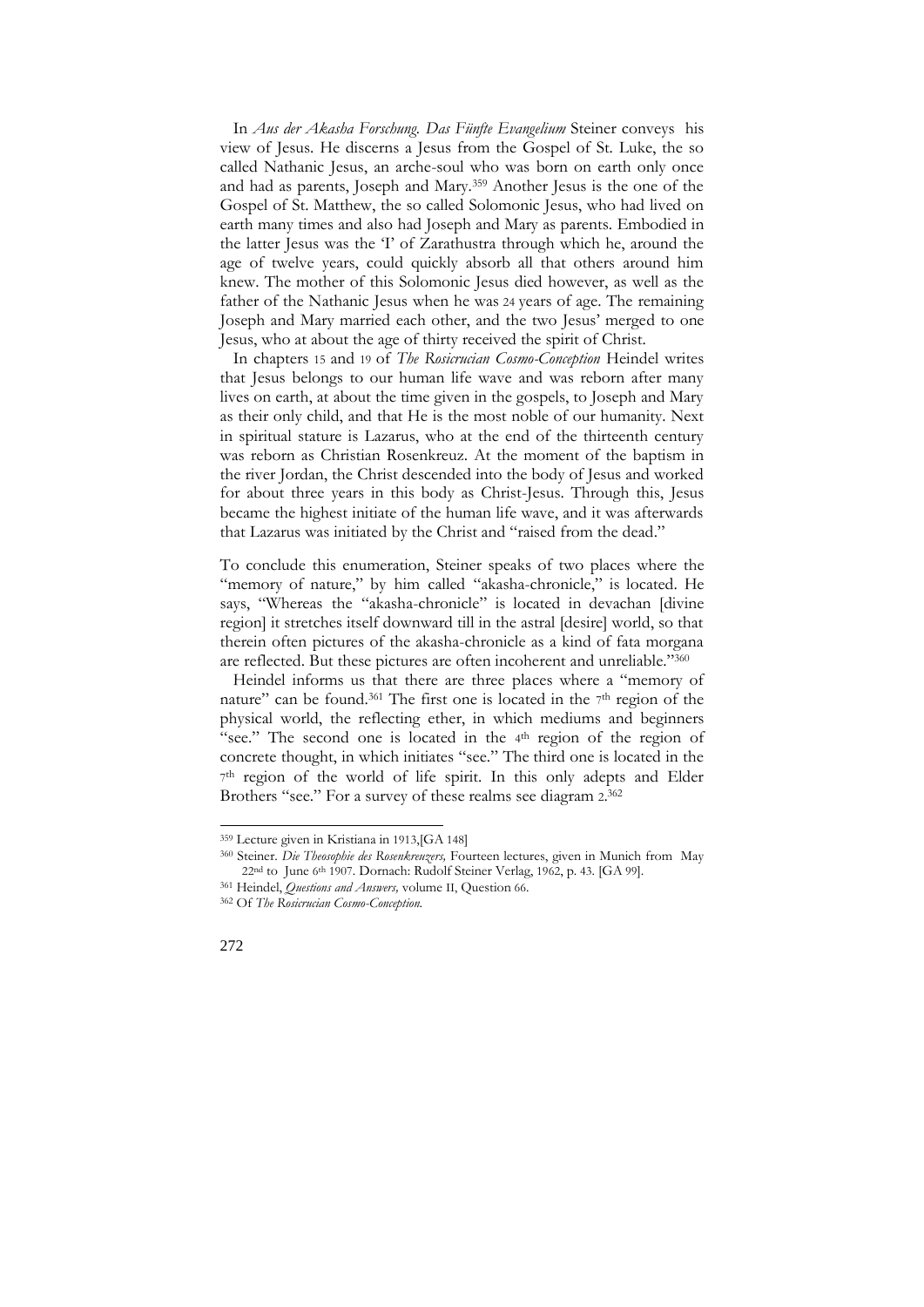In *Aus der Akasha Forschung. Das Fünfte Evangelium* Steiner conveys his view of Jesus. He discerns a Jesus from the Gospel of St. Luke, the so called Nathanic Jesus, an arche-soul who was born on earth only once and had as parents, Joseph and Mary.[359] Another Jesus is the one of the Gospel of St. Matthew, the so called Solomonic Jesus, who had lived on earth many times and also had Joseph and Mary as parents. Embodied in the latter Jesus was the 'I' of Zarathustra through which he, around the age of twelve years, could quickly absorb all that others around him knew. The mother of this Solomonic Jesus died however, as well as the father of the Nathanic Jesus when he was 24 years of age. The remaining Joseph and Mary married each other, and the two Jesus' merged to one Jesus, who at about the age of thirty received the spirit of Christ.

In chapters 15 and 19 of *The Rosicrucian Cosmo-Conception* Heindel writes that Jesus belongs to our human life wave and was reborn after many lives on earth, at about the time given in the gospels, to Joseph and Mary as their only child, and that He is the most noble of our humanity. Next in spiritual stature is Lazarus, who at the end of the thirteenth century was reborn as Christian Rosenkreuz. At the moment of the baptism in the river Jordan, the Christ descended into the body of Jesus and worked for about three years in this body as Christ-Jesus. Through this, Jesus became the highest initiate of the human life wave, and it was afterwards that Lazarus was initiated by the Christ and "raised from the dead."

To conclude this enumeration, Steiner speaks of two places where the "memory of nature," by him called "akasha-chronicle," is located. He says, "Whereas the "akasha-chronicle" is located in devachan [divine region] it stretches itself downward till in the astral [desire] world, so that therein often pictures of the akasha-chronicle as a kind of fata morgana are reflected. But these pictures are often incoherent and unreliable."[360]

Heindel informs us that there are three places where a "memory of nature" can be found.[361] The first one is located in the 7th region of the physical world, the reflecting ether, in which mediums and beginners "see." The second one is located in the 4th region of the region of concrete thought, in which initiates "see." The third one is located in the 7th region of the world of life spirit. In this only adepts and Elder Brothers "see." For a survey of these realms see diagram 2.[362]

---

[359] Lecture given in Kristiana in 1913,[GA 148]

[360] Steiner. *Die Theosophie des Rosenkreuzers,* Fourteen lectures, given in Munich from May 22nd to June 6th 1907. Dornach: Rudolf Steiner Verlag, 1962, p. 43. [GA 99].

[361] Heindel, *Questions and Answers,* volume II, Question 66.

[362] Of *The Rosicrucian Cosmo-Conception.*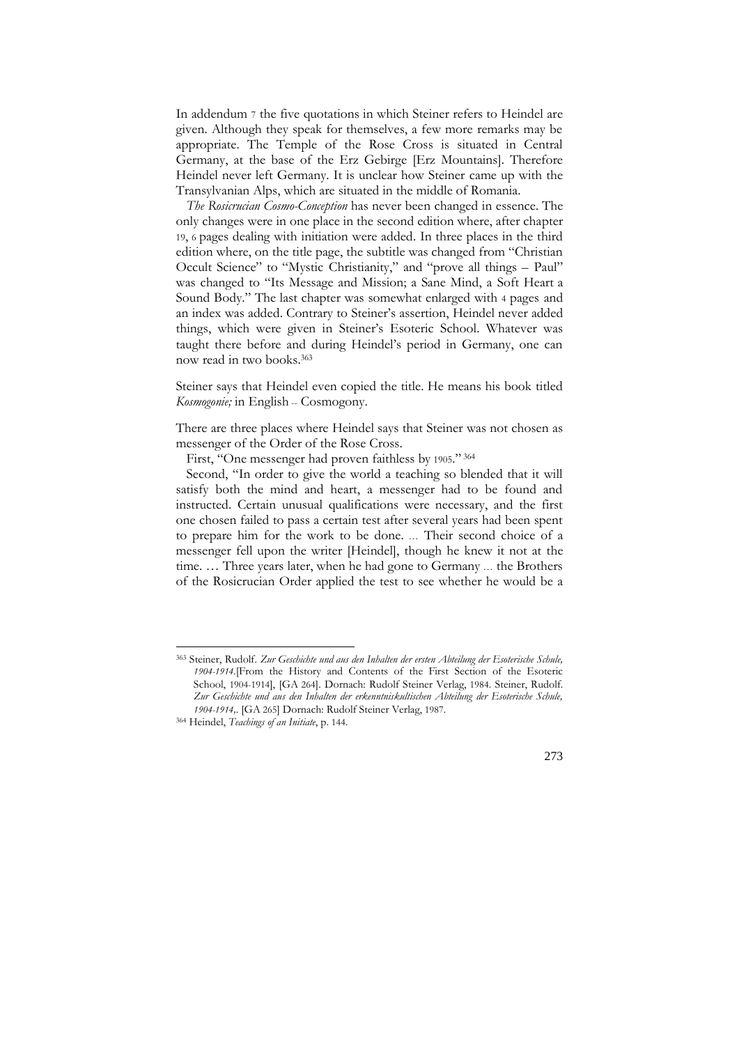In addendum 7 the five quotations in which Steiner refers to Heindel are given. Although they speak for themselves, a few more remarks may be appropriate. The Temple of the Rose Cross is situated in Central Germany, at the base of the Erz Gebirge [Erz Mountains]. Therefore Heindel never left Germany. It is unclear how Steiner came up with the Transylvanian Alps, which are situated in the middle of Romania.

*The Rosicrucian Cosmo-Conception* has never been changed in essence. The only changes were in one place in the second edition where, after chapter 19, 6 pages dealing with initiation were added. In three places in the third edition where, on the title page, the subtitle was changed from "Christian Occult Science" to "Mystic Christianity," and "prove all things – Paul" was changed to "Its Message and Mission; a Sane Mind, a Soft Heart a Sound Body." The last chapter was somewhat enlarged with 4 pages and an index was added. Contrary to Steiner's assertion, Heindel never added things, which were given in Steiner's Esoteric School. Whatever was taught there before and during Heindel's period in Germany, one can now read in two books.[363]

Steiner says that Heindel even copied the title. He means his book titled *Kosmogonie;* in English -- Cosmogony.

There are three places where Heindel says that Steiner was not chosen as messenger of the Order of the Rose Cross.

First, "One messenger had proven faithless by 1905."[364]

Second, "In order to give the world a teaching so blended that it will satisfy both the mind and heart, a messenger had to be found and instructed. Certain unusual qualifications were necessary, and the first one chosen failed to pass a certain test after several years had been spent to prepare him for the work to be done. ... Their second choice of a messenger fell upon the writer [Heindel], though he knew it not at the time. … Three years later, when he had gone to Germany ... the Brothers of the Rosicrucian Order applied the test to see whether he would be a

---

[363] Steiner, Rudolf. *Zur Geschichte und aus den Inhalten der ersten Abteilung der Esoterische Schule, 1904-1914*.[From the History and Contents of the First Section of the Esoteric School, 1904-1914], [GA 264]. Dornach: Rudolf Steiner Verlag, 1984. Steiner, Rudolf. *Zur Geschichte und aus den Inhalten der erkenntniskultischen Abteilung der Esoterische Schule, 1904-1914,*. [GA 265] Dornach: Rudolf Steiner Verlag, 1987.

[364] Heindel, *Teachings of an Initiate*, p. 144.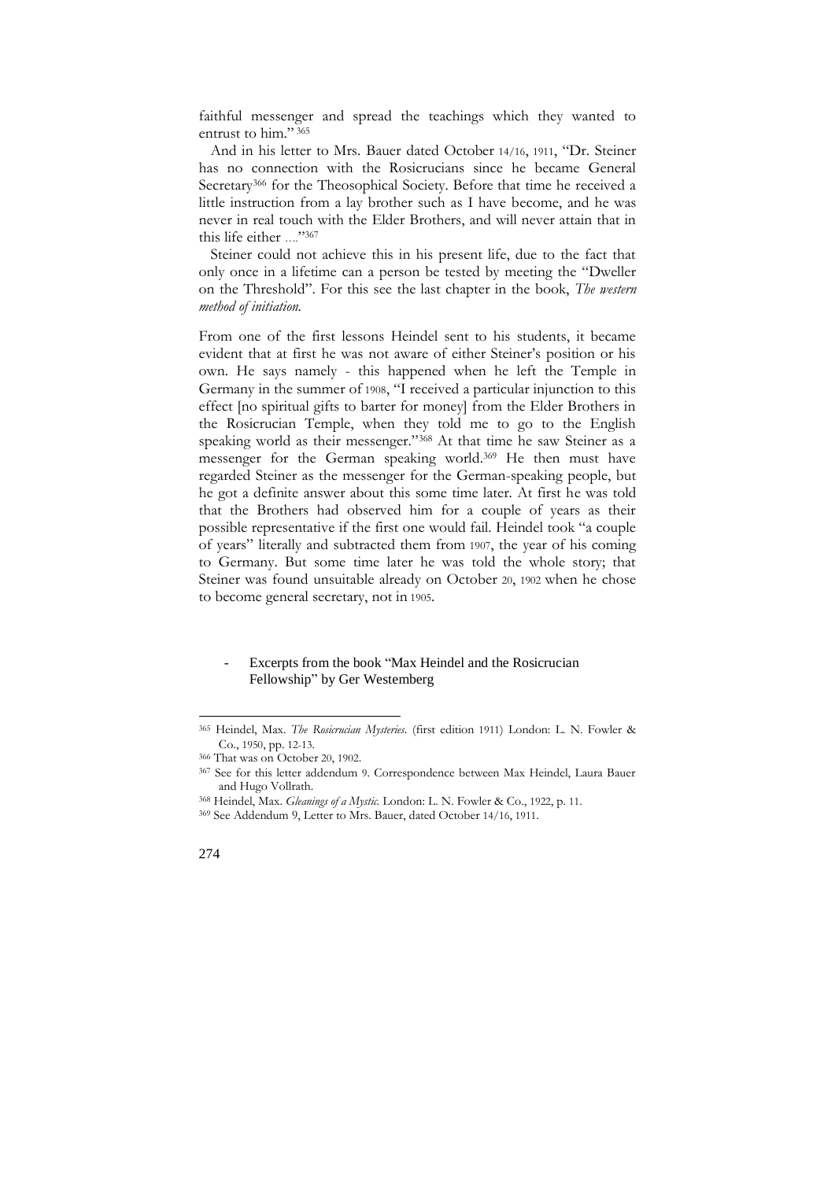faithful messenger and spread the teachings which they wanted to entrust to him." [365]

And in his letter to Mrs. Bauer dated October 14/16, 1911, "Dr. Steiner has no connection with the Rosicrucians since he became General Secretary[366] for the Theosophical Society. Before that time he received a little instruction from a lay brother such as I have become, and he was never in real touch with the Elder Brothers, and will never attain that in this life either …"[367]

Steiner could not achieve this in his present life, due to the fact that only once in a lifetime can a person be tested by meeting the "Dweller on the Threshold". For this see the last chapter in the book, *The western method of initiation.*

From one of the first lessons Heindel sent to his students, it became evident that at first he was not aware of either Steiner's position or his own. He says namely - this happened when he left the Temple in Germany in the summer of 1908, "I received a particular injunction to this effect [no spiritual gifts to barter for money] from the Elder Brothers in the Rosicrucian Temple, when they told me to go to the English speaking world as their messenger."[368] At that time he saw Steiner as a messenger for the German speaking world.[369] He then must have regarded Steiner as the messenger for the German-speaking people, but he got a definite answer about this some time later. At first he was told that the Brothers had observed him for a couple of years as their possible representative if the first one would fail. Heindel took "a couple of years" literally and subtracted them from 1907, the year of his coming to Germany. But some time later he was told the whole story; that Steiner was found unsuitable already on October 20, 1902 when he chose to become general secretary, not in 1905.

- Excerpts from the book "Max Heindel and the Rosicrucian Fellowship" by Ger Westemberg

---

[365] Heindel, Max. *The Rosicrucian Mysteries*. (first edition 1911) London: L. N. Fowler & Co., 1950, pp. 12-13.

[366] That was on October 20, 1902.

[367] See for this letter addendum 9. Correspondence between Max Heindel, Laura Bauer and Hugo Vollrath.

[368] Heindel, Max. *Gleanings of a Mystic.* London: L. N. Fowler & Co., 1922, p. 11.

[369] See Addendum 9, Letter to Mrs. Bauer, dated October 14/16, 1911.